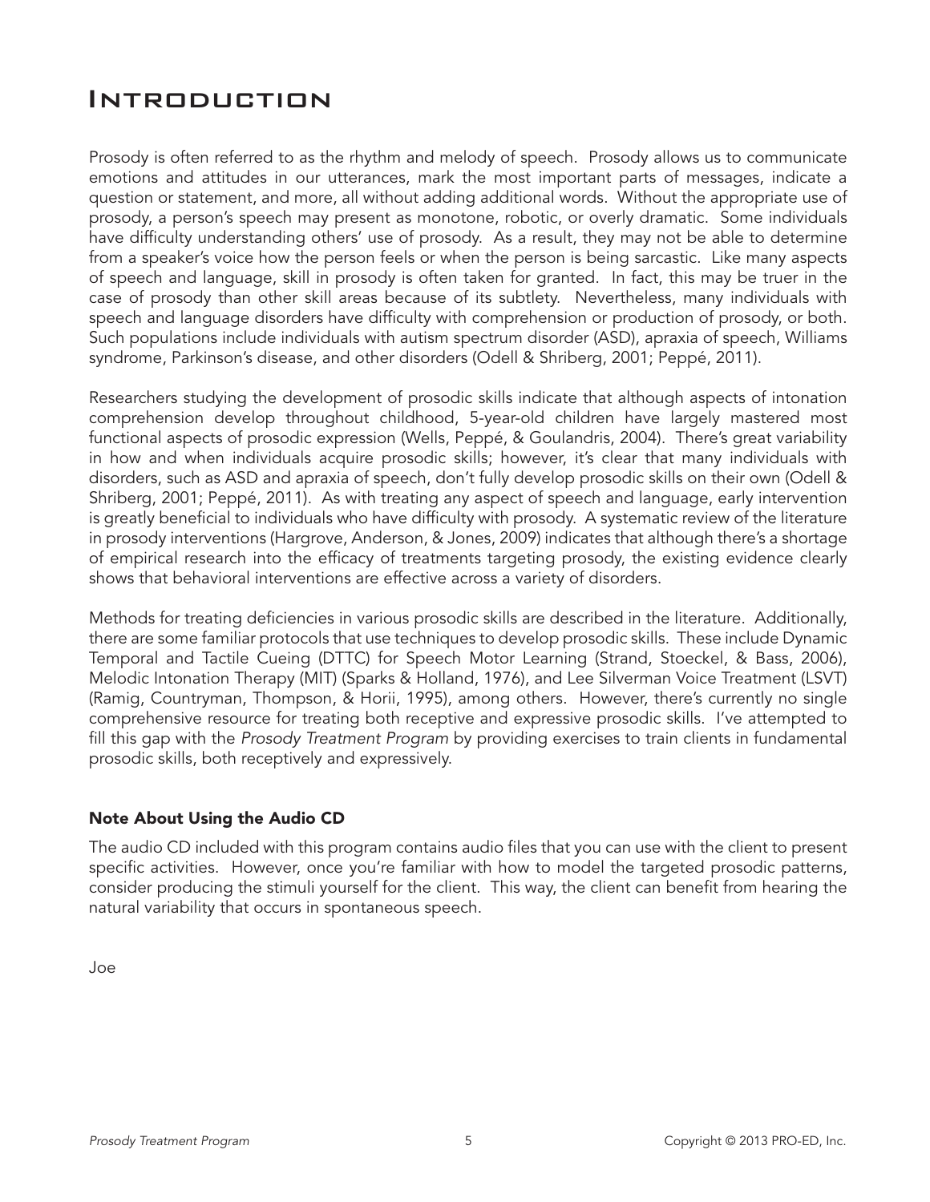# Introduction

Prosody is often referred to as the rhythm and melody of speech. Prosody allows us to communicate emotions and attitudes in our utterances, mark the most important parts of messages, indicate a question or statement, and more, all without adding additional words. Without the appropriate use of prosody, a person's speech may present as monotone, robotic, or overly dramatic. Some individuals have difficulty understanding others' use of prosody. As a result, they may not be able to determine from a speaker's voice how the person feels or when the person is being sarcastic. Like many aspects of speech and language, skill in prosody is often taken for granted. In fact, this may be truer in the case of prosody than other skill areas because of its subtlety. Nevertheless, many individuals with speech and language disorders have difficulty with comprehension or production of prosody, or both. Such populations include individuals with autism spectrum disorder (ASD), apraxia of speech, Williams syndrome, Parkinson's disease, and other disorders (Odell & Shriberg, 2001; Peppé, 2011).

Researchers studying the development of prosodic skills indicate that although aspects of intonation comprehension develop throughout childhood, 5-year-old children have largely mastered most functional aspects of prosodic expression (Wells, Peppé, & Goulandris, 2004). There's great variability in how and when individuals acquire prosodic skills; however, it's clear that many individuals with disorders, such as ASD and apraxia of speech, don't fully develop prosodic skills on their own (Odell & Shriberg, 2001; Peppé, 2011). As with treating any aspect of speech and language, early intervention is greatly beneficial to individuals who have difficulty with prosody. A systematic review of the literature in prosody interventions (Hargrove, Anderson, & Jones, 2009) indicates that although there's a shortage of empirical research into the efficacy of treatments targeting prosody, the existing evidence clearly shows that behavioral interventions are effective across a variety of disorders.

Methods for treating deficiencies in various prosodic skills are described in the literature. Additionally, there are some familiar protocols that use techniques to develop prosodic skills. These include Dynamic Temporal and Tactile Cueing (DTTC) for Speech Motor Learning (Strand, Stoeckel, & Bass, 2006), Melodic Intonation Therapy (MIT) (Sparks & Holland, 1976), and Lee Silverman Voice Treatment (LSVT) (Ramig, Countryman, Thompson, & Horii, 1995), among others. However, there's currently no single comprehensive resource for treating both receptive and expressive prosodic skills. I've attempted to fill this gap with the *Prosody Treatment Program* by providing exercises to train clients in fundamental prosodic skills, both receptively and expressively.

**Note About Using the Audio CD**

The audio CD included with this program contains audio files that you can use with the client to present specific activities. However, once you're familiar with how to model the targeted prosodic patterns, consider producing the stimuli yourself for the client. This way, the client can benefit from hearing the natural variability that occurs in spontaneous speech.

Joe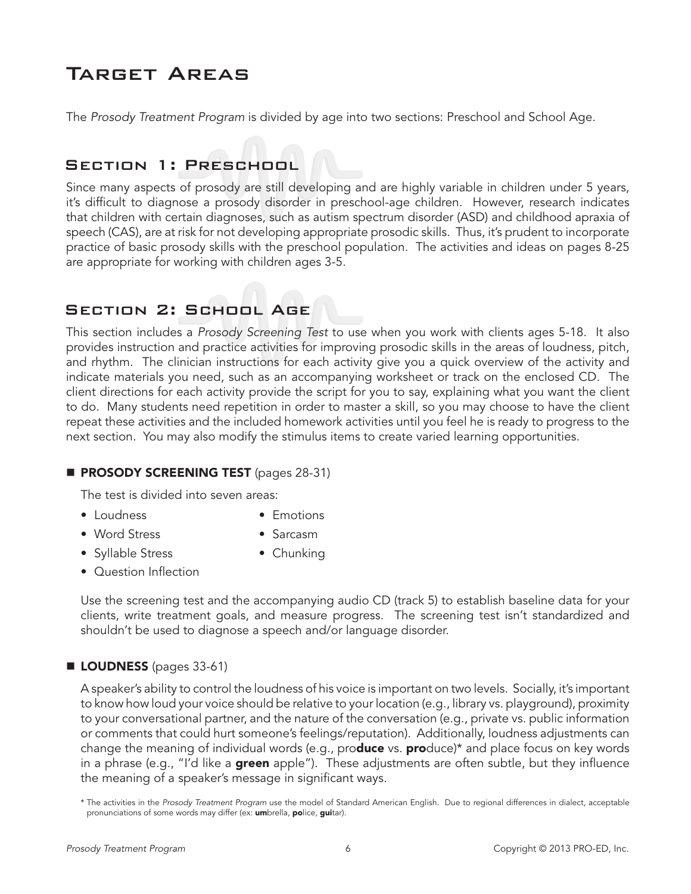# Target Areas

The *Prosody Treatment Program* is divided by age into two sections: Preschool and School Age.

## Section 1: Preschool

Since many aspects of prosody are still developing and are highly variable in children under 5 years, it's difficult to diagnose a prosody disorder in preschool-age children. However, research indicates that children with certain diagnoses, such as autism spectrum disorder (ASD) and childhood apraxia of speech (CAS), are at risk for not developing appropriate prosodic skills. Thus, it's prudent to incorporate practice of basic prosody skills with the preschool population. The activities and ideas on pages 8-25 are appropriate for working with children ages 3-5.

## Section 2: School Age

This section includes a *Prosody Screening Test* to use when you work with clients ages 5-18. It also provides instruction and practice activities for improving prosodic skills in the areas of loudness, pitch, and rhythm. The clinician instructions for each activity give you a quick overview of the activity and indicate materials you need, such as an accompanying worksheet or track on the enclosed CD. The client directions for each activity provide the script for you to say, explaining what you want the client to do. Many students need repetition in order to master a skill, so you may choose to have the client repeat these activities and the included homework activities until you feel he is ready to progress to the next section. You may also modify the stimulus items to create varied learning opportunities.

### ■ **PROSODY SCREENING TEST** (pages 28-31)

The test is divided into seven areas:

- Loudness
- Word Stress
- Syllable Stress
- Question Inflection
- Emotions
- Sarcasm
- Chunking

Use the screening test and the accompanying audio CD (track 5) to establish baseline data for your clients, write treatment goals, and measure progress. The screening test isn't standardized and shouldn't be used to diagnose a speech and/or language disorder.

### ■ **LOUDNESS** (pages 33-61)

A speaker's ability to control the loudness of his voice is important on two levels. Socially, it's important to know how loud your voice should be relative to your location (e.g., library vs. playground), proximity to your conversational partner, and the nature of the conversation (e.g., private vs. public information or comments that could hurt someone's feelings/reputation). Additionally, loudness adjustments can change the meaning of individual words (e.g., pro**duce** vs. **pro**duce)* and place focus on key words in a phrase (e.g., "I'd like a **green** apple"). These adjustments are often subtle, but they influence the meaning of a speaker's message in significant ways.

\* The activities in the *Prosody Treatment Program* use the model of Standard American English. Due to regional differences in dialect, acceptable pronunciations of some words may differ (ex: **um**brella, **po**lice, **gui**tar).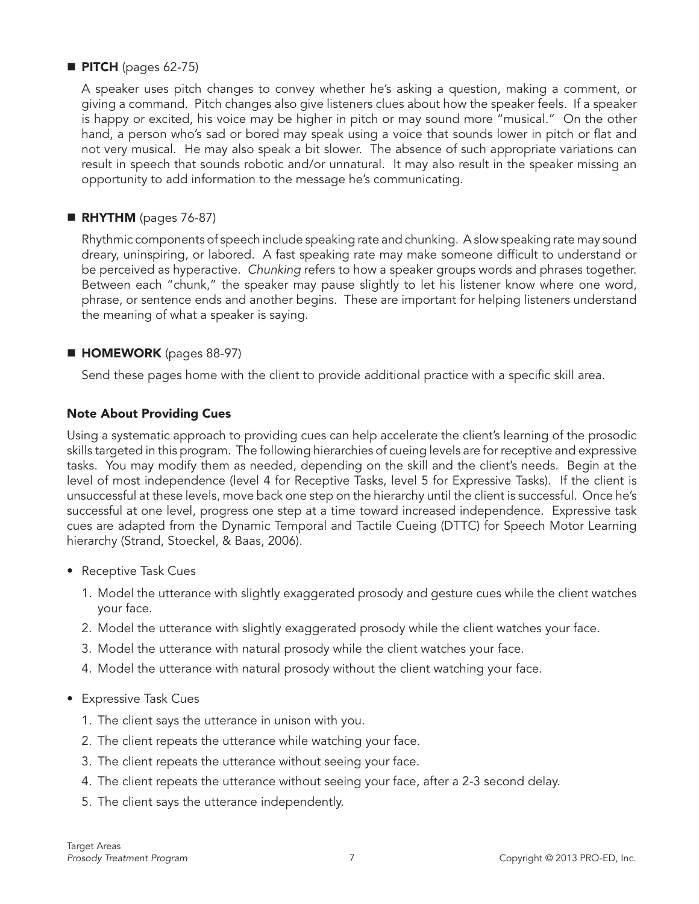- **PITCH** (pages 62-75)

  A speaker uses pitch changes to convey whether he's asking a question, making a comment, or giving a command. Pitch changes also give listeners clues about how the speaker feels. If a speaker is happy or excited, his voice may be higher in pitch or may sound more "musical." On the other hand, a person who's sad or bored may speak using a voice that sounds lower in pitch or flat and not very musical. He may also speak a bit slower. The absence of such appropriate variations can result in speech that sounds robotic and/or unnatural. It may also result in the speaker missing an opportunity to add information to the message he's communicating.

- **RHYTHM** (pages 76-87)

  Rhythmic components of speech include speaking rate and chunking. A slow speaking rate may sound dreary, uninspiring, or labored. A fast speaking rate may make someone difficult to understand or be perceived as hyperactive. *Chunking* refers to how a speaker groups words and phrases together. Between each "chunk," the speaker may pause slightly to let his listener know where one word, phrase, or sentence ends and another begins. These are important for helping listeners understand the meaning of what a speaker is saying.

- **HOMEWORK** (pages 88-97)

  Send these pages home with the client to provide additional practice with a specific skill area.

**Note About Providing Cues**

Using a systematic approach to providing cues can help accelerate the client's learning of the prosodic skills targeted in this program. The following hierarchies of cueing levels are for receptive and expressive tasks. You may modify them as needed, depending on the skill and the client's needs. Begin at the level of most independence (level 4 for Receptive Tasks, level 5 for Expressive Tasks). If the client is unsuccessful at these levels, move back one step on the hierarchy until the client is successful. Once he's successful at one level, progress one step at a time toward increased independence. Expressive task cues are adapted from the Dynamic Temporal and Tactile Cueing (DTTC) for Speech Motor Learning hierarchy (Strand, Stoeckel, & Baas, 2006).

- Receptive Task Cues
  1. Model the utterance with slightly exaggerated prosody and gesture cues while the client watches your face.
  2. Model the utterance with slightly exaggerated prosody while the client watches your face.
  3. Model the utterance with natural prosody while the client watches your face.
  4. Model the utterance with natural prosody without the client watching your face.

- Expressive Task Cues
  1. The client says the utterance in unison with you.
  2. The client repeats the utterance while watching your face.
  3. The client repeats the utterance without seeing your face.
  4. The client repeats the utterance without seeing your face, after a 2-3 second delay.
  5. The client says the utterance independently.